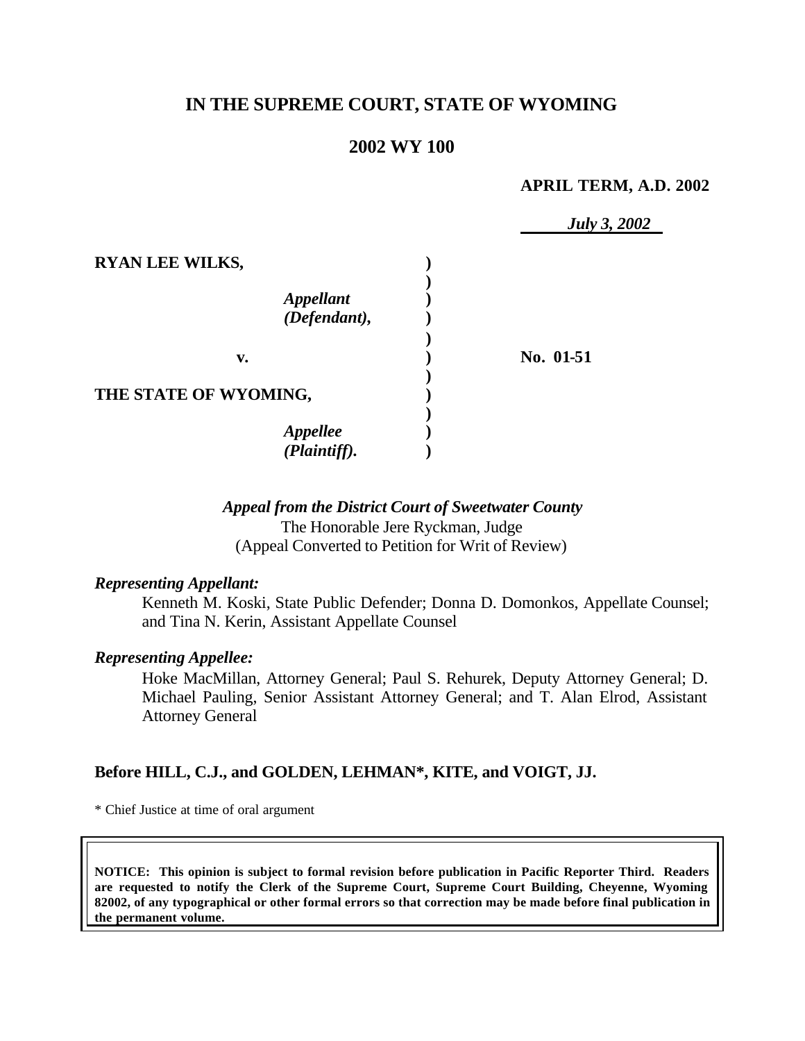# IN THE SUPREME COURT, STATE OF WYOMING

## 2002 WY 100

**APRIL TERM, A.D. 2002**

*July 3, 2002*

| | | |
|---|---|---|
| **RYAN LEE WILKS,** | | |
| *Appellant (Defendant),* | | |
| **v.** | | **No. 01-51** |
| **THE STATE OF WYOMING,** | | |
| *Appellee (Plaintiff).* | | |

***Appeal from the District Court of Sweetwater County***
The Honorable Jere Ryckman, Judge
(Appeal Converted to Petition for Writ of Review)

***Representing Appellant:***

Kenneth M. Koski, State Public Defender; Donna D. Domonkos, Appellate Counsel; and Tina N. Kerin, Assistant Appellate Counsel

***Representing Appellee:***

Hoke MacMillan, Attorney General; Paul S. Rehurek, Deputy Attorney General; D. Michael Pauling, Senior Assistant Attorney General; and T. Alan Elrod, Assistant Attorney General

**Before HILL, C.J., and GOLDEN, LEHMAN*, KITE, and VOIGT, JJ.**

\* Chief Justice at time of oral argument

**NOTICE: This opinion is subject to formal revision before publication in Pacific Reporter Third. Readers are requested to notify the Clerk of the Supreme Court, Supreme Court Building, Cheyenne, Wyoming 82002, of any typographical or other formal errors so that correction may be made before final publication in the permanent volume.**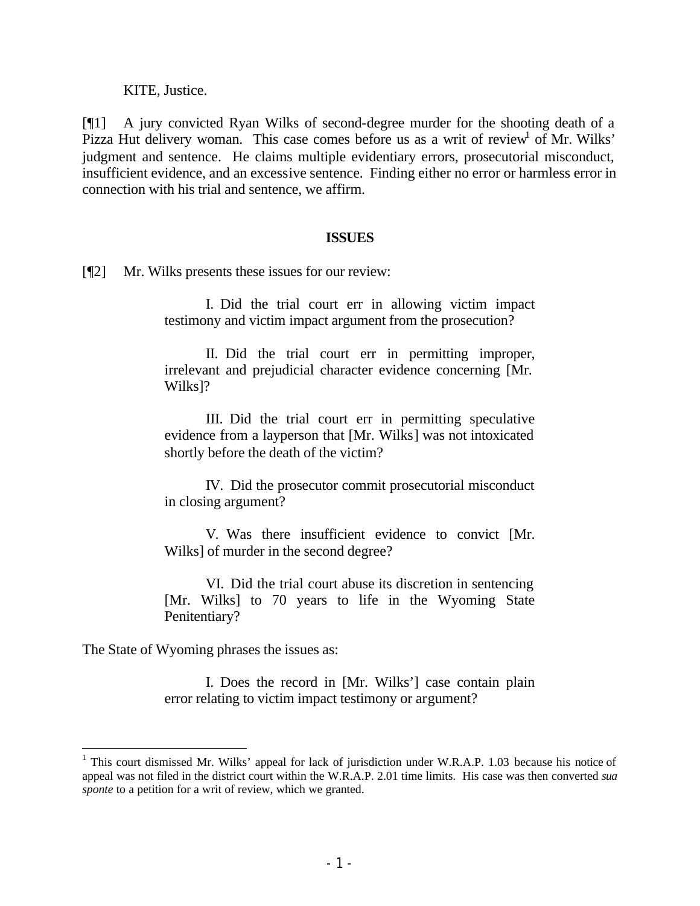KITE, Justice.

[¶1] A jury convicted Ryan Wilks of second-degree murder for the shooting death of a Pizza Hut delivery woman. This case comes before us as a writ of review[1] of Mr. Wilks' judgment and sentence. He claims multiple evidentiary errors, prosecutorial misconduct, insufficient evidence, and an excessive sentence. Finding either no error or harmless error in connection with his trial and sentence, we affirm.

**ISSUES**

[¶2] Mr. Wilks presents these issues for our review:

> I. Did the trial court err in allowing victim impact testimony and victim impact argument from the prosecution?
>
> II. Did the trial court err in permitting improper, irrelevant and prejudicial character evidence concerning [Mr. Wilks]?
>
> III. Did the trial court err in permitting speculative evidence from a layperson that [Mr. Wilks] was not intoxicated shortly before the death of the victim?
>
> IV. Did the prosecutor commit prosecutorial misconduct in closing argument?
>
> V. Was there insufficient evidence to convict [Mr. Wilks] of murder in the second degree?
>
> VI. Did the trial court abuse its discretion in sentencing [Mr. Wilks] to 70 years to life in the Wyoming State Penitentiary?

The State of Wyoming phrases the issues as:

> I. Does the record in [Mr. Wilks'] case contain plain error relating to victim impact testimony or argument?

[1] This court dismissed Mr. Wilks' appeal for lack of jurisdiction under W.R.A.P. 1.03 because his notice of appeal was not filed in the district court within the W.R.A.P. 2.01 time limits. His case was then converted *sua sponte* to a petition for a writ of review, which we granted.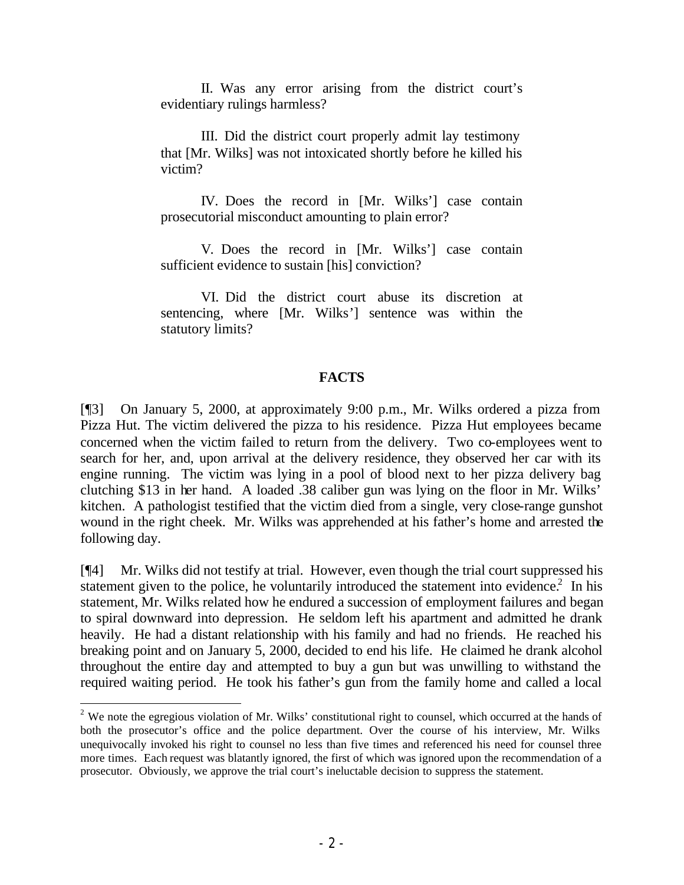II. Was any error arising from the district court's evidentiary rulings harmless?

III. Did the district court properly admit lay testimony that [Mr. Wilks] was not intoxicated shortly before he killed his victim?

IV. Does the record in [Mr. Wilks'] case contain prosecutorial misconduct amounting to plain error?

V. Does the record in [Mr. Wilks'] case contain sufficient evidence to sustain [his] conviction?

VI. Did the district court abuse its discretion at sentencing, where [Mr. Wilks'] sentence was within the statutory limits?

## FACTS

[¶3] On January 5, 2000, at approximately 9:00 p.m., Mr. Wilks ordered a pizza from Pizza Hut. The victim delivered the pizza to his residence. Pizza Hut employees became concerned when the victim failed to return from the delivery. Two co-employees went to search for her, and, upon arrival at the delivery residence, they observed her car with its engine running. The victim was lying in a pool of blood next to her pizza delivery bag clutching $13 in her hand. A loaded .38 caliber gun was lying on the floor in Mr. Wilks' kitchen. A pathologist testified that the victim died from a single, very close-range gunshot wound in the right cheek. Mr. Wilks was apprehended at his father's home and arrested the following day.

[¶4] Mr. Wilks did not testify at trial. However, even though the trial court suppressed his statement given to the police, he voluntarily introduced the statement into evidence.[2] In his statement, Mr. Wilks related how he endured a succession of employment failures and began to spiral downward into depression. He seldom left his apartment and admitted he drank heavily. He had a distant relationship with his family and had no friends. He reached his breaking point and on January 5, 2000, decided to end his life. He claimed he drank alcohol throughout the entire day and attempted to buy a gun but was unwilling to withstand the required waiting period. He took his father's gun from the family home and called a local

[2] We note the egregious violation of Mr. Wilks' constitutional right to counsel, which occurred at the hands of both the prosecutor's office and the police department. Over the course of his interview, Mr. Wilks unequivocally invoked his right to counsel no less than five times and referenced his need for counsel three more times. Each request was blatantly ignored, the first of which was ignored upon the recommendation of a prosecutor. Obviously, we approve the trial court's ineluctable decision to suppress the statement.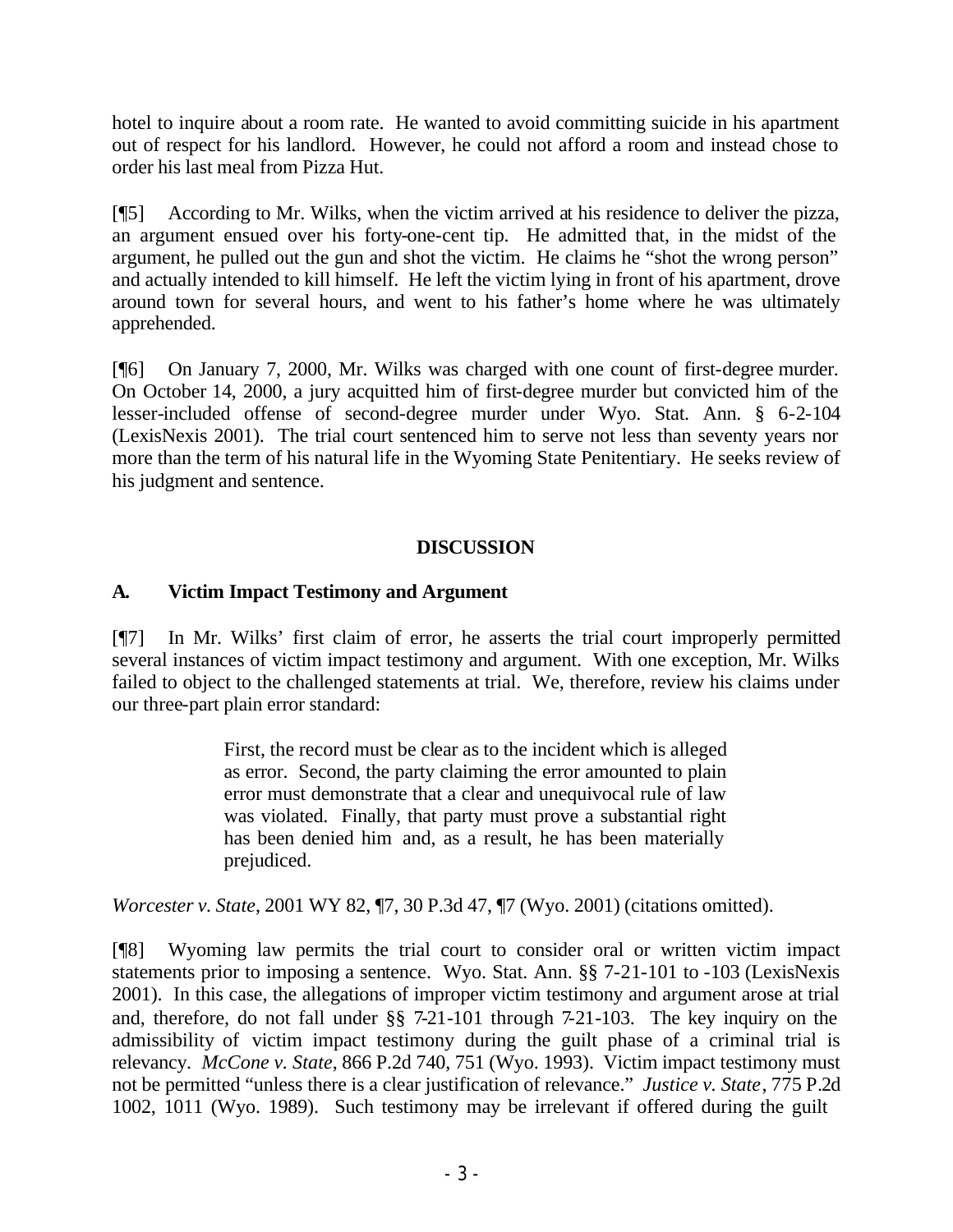hotel to inquire about a room rate. He wanted to avoid committing suicide in his apartment out of respect for his landlord. However, he could not afford a room and instead chose to order his last meal from Pizza Hut.

[¶5] According to Mr. Wilks, when the victim arrived at his residence to deliver the pizza, an argument ensued over his forty-one-cent tip. He admitted that, in the midst of the argument, he pulled out the gun and shot the victim. He claims he "shot the wrong person" and actually intended to kill himself. He left the victim lying in front of his apartment, drove around town for several hours, and went to his father's home where he was ultimately apprehended.

[¶6] On January 7, 2000, Mr. Wilks was charged with one count of first-degree murder. On October 14, 2000, a jury acquitted him of first-degree murder but convicted him of the lesser-included offense of second-degree murder under Wyo. Stat. Ann. § 6-2-104 (LexisNexis 2001). The trial court sentenced him to serve not less than seventy years nor more than the term of his natural life in the Wyoming State Penitentiary. He seeks review of his judgment and sentence.

## DISCUSSION

### A. Victim Impact Testimony and Argument

[¶7] In Mr. Wilks' first claim of error, he asserts the trial court improperly permitted several instances of victim impact testimony and argument. With one exception, Mr. Wilks failed to object to the challenged statements at trial. We, therefore, review his claims under our three-part plain error standard:

> First, the record must be clear as to the incident which is alleged as error. Second, the party claiming the error amounted to plain error must demonstrate that a clear and unequivocal rule of law was violated. Finally, that party must prove a substantial right has been denied him and, as a result, he has been materially prejudiced.

*Worcester v. State*, 2001 WY 82, ¶7, 30 P.3d 47, ¶7 (Wyo. 2001) (citations omitted).

[¶8] Wyoming law permits the trial court to consider oral or written victim impact statements prior to imposing a sentence. Wyo. Stat. Ann. §§ 7-21-101 to -103 (LexisNexis 2001). In this case, the allegations of improper victim testimony and argument arose at trial and, therefore, do not fall under §§ 7-21-101 through 7-21-103. The key inquiry on the admissibility of victim impact testimony during the guilt phase of a criminal trial is relevancy. *McCone v. State*, 866 P.2d 740, 751 (Wyo. 1993). Victim impact testimony must not be permitted "unless there is a clear justification of relevance." *Justice v. State*, 775 P.2d 1002, 1011 (Wyo. 1989). Such testimony may be irrelevant if offered during the guilt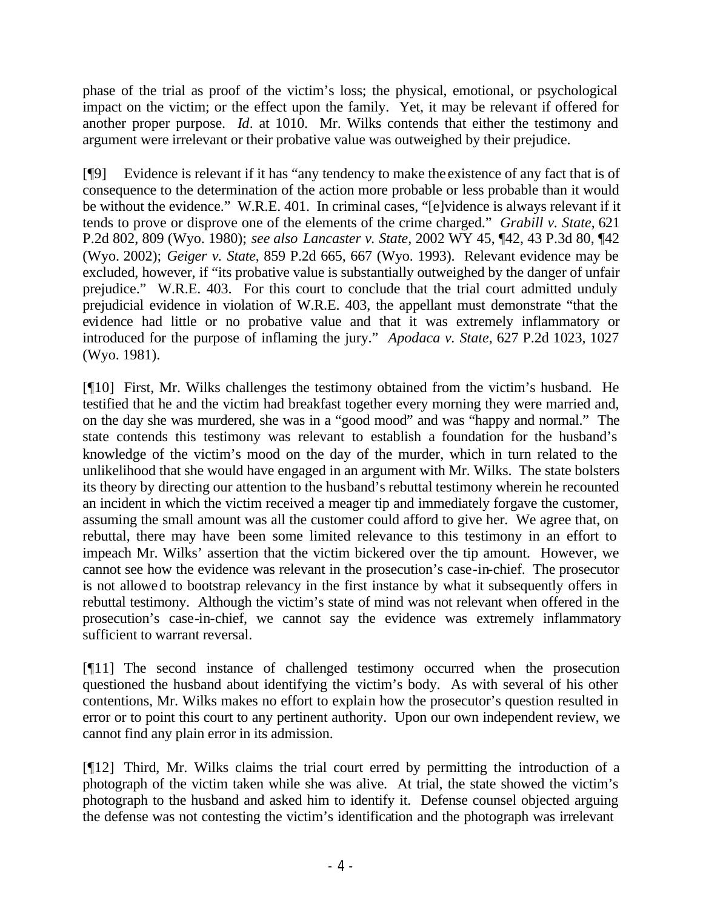phase of the trial as proof of the victim's loss; the physical, emotional, or psychological impact on the victim; or the effect upon the family. Yet, it may be relevant if offered for another proper purpose. *Id*. at 1010. Mr. Wilks contends that either the testimony and argument were irrelevant or their probative value was outweighed by their prejudice.

[¶9] Evidence is relevant if it has "any tendency to make the existence of any fact that is of consequence to the determination of the action more probable or less probable than it would be without the evidence." W.R.E. 401. In criminal cases, "[e]vidence is always relevant if it tends to prove or disprove one of the elements of the crime charged." *Grabill v. State*, 621 P.2d 802, 809 (Wyo. 1980); *see also Lancaster v. State*, 2002 WY 45, ¶42, 43 P.3d 80, ¶42 (Wyo. 2002); *Geiger v. State*, 859 P.2d 665, 667 (Wyo. 1993). Relevant evidence may be excluded, however, if "its probative value is substantially outweighed by the danger of unfair prejudice." W.R.E. 403. For this court to conclude that the trial court admitted unduly prejudicial evidence in violation of W.R.E. 403, the appellant must demonstrate "that the evidence had little or no probative value and that it was extremely inflammatory or introduced for the purpose of inflaming the jury." *Apodaca v. State*, 627 P.2d 1023, 1027 (Wyo. 1981).

[¶10] First, Mr. Wilks challenges the testimony obtained from the victim's husband. He testified that he and the victim had breakfast together every morning they were married and, on the day she was murdered, she was in a "good mood" and was "happy and normal." The state contends this testimony was relevant to establish a foundation for the husband's knowledge of the victim's mood on the day of the murder, which in turn related to the unlikelihood that she would have engaged in an argument with Mr. Wilks. The state bolsters its theory by directing our attention to the husband's rebuttal testimony wherein he recounted an incident in which the victim received a meager tip and immediately forgave the customer, assuming the small amount was all the customer could afford to give her. We agree that, on rebuttal, there may have been some limited relevance to this testimony in an effort to impeach Mr. Wilks' assertion that the victim bickered over the tip amount. However, we cannot see how the evidence was relevant in the prosecution's case-in-chief. The prosecutor is not allowed to bootstrap relevancy in the first instance by what it subsequently offers in rebuttal testimony. Although the victim's state of mind was not relevant when offered in the prosecution's case-in-chief, we cannot say the evidence was extremely inflammatory sufficient to warrant reversal.

[¶11] The second instance of challenged testimony occurred when the prosecution questioned the husband about identifying the victim's body. As with several of his other contentions, Mr. Wilks makes no effort to explain how the prosecutor's question resulted in error or to point this court to any pertinent authority. Upon our own independent review, we cannot find any plain error in its admission.

[¶12] Third, Mr. Wilks claims the trial court erred by permitting the introduction of a photograph of the victim taken while she was alive. At trial, the state showed the victim's photograph to the husband and asked him to identify it. Defense counsel objected arguing the defense was not contesting the victim's identification and the photograph was irrelevant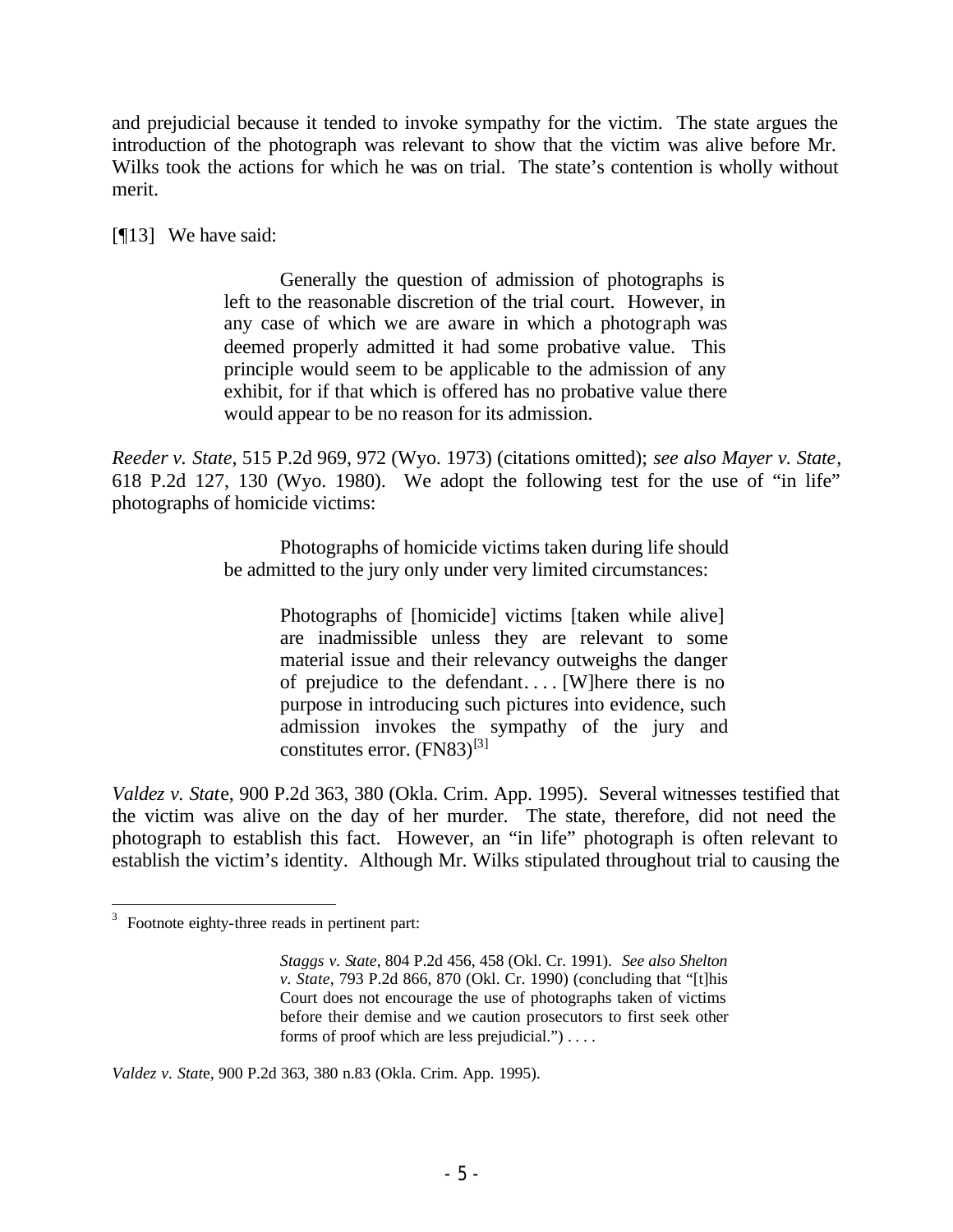and prejudicial because it tended to invoke sympathy for the victim. The state argues the introduction of the photograph was relevant to show that the victim was alive before Mr. Wilks took the actions for which he was on trial. The state's contention is wholly without merit.

[¶13] We have said:

> Generally the question of admission of photographs is left to the reasonable discretion of the trial court. However, in any case of which we are aware in which a photograph was deemed properly admitted it had some probative value. This principle would seem to be applicable to the admission of any exhibit, for if that which is offered has no probative value there would appear to be no reason for its admission.

*Reeder v. State*, 515 P.2d 969, 972 (Wyo. 1973) (citations omitted); *see also Mayer v. State*, 618 P.2d 127, 130 (Wyo. 1980). We adopt the following test for the use of "in life" photographs of homicide victims:

> Photographs of homicide victims taken during life should be admitted to the jury only under very limited circumstances:
>
> > Photographs of [homicide] victims [taken while alive] are inadmissible unless they are relevant to some material issue and their relevancy outweighs the danger of prejudice to the defendant. . . . [W]here there is no purpose in introducing such pictures into evidence, such admission invokes the sympathy of the jury and constitutes error. (FN83)[3]

*Valdez v. State*, 900 P.2d 363, 380 (Okla. Crim. App. 1995). Several witnesses testified that the victim was alive on the day of her murder. The state, therefore, did not need the photograph to establish this fact. However, an "in life" photograph is often relevant to establish the victim's identity. Although Mr. Wilks stipulated throughout trial to causing the

---

[3] Footnote eighty-three reads in pertinent part:

> *Staggs v. State*, 804 P.2d 456, 458 (Okl. Cr. 1991). *See also Shelton v. State*, 793 P.2d 866, 870 (Okl. Cr. 1990) (concluding that "[t]his Court does not encourage the use of photographs taken of victims before their demise and we caution prosecutors to first seek other forms of proof which are less prejudicial.") . . . .

*Valdez v. State*, 900 P.2d 363, 380 n.83 (Okla. Crim. App. 1995).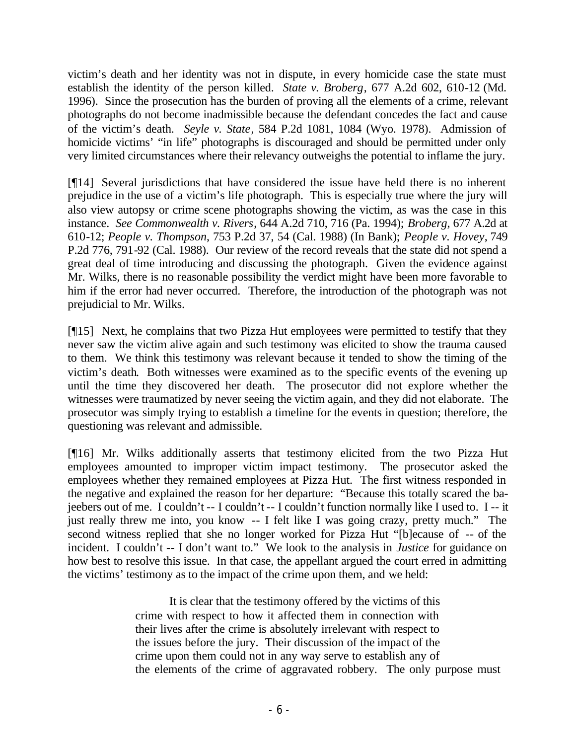victim's death and her identity was not in dispute, in every homicide case the state must establish the identity of the person killed. *State v. Broberg*, 677 A.2d 602, 610-12 (Md. 1996). Since the prosecution has the burden of proving all the elements of a crime, relevant photographs do not become inadmissible because the defendant concedes the fact and cause of the victim's death. *Seyle v. State*, 584 P.2d 1081, 1084 (Wyo. 1978). Admission of homicide victims' "in life" photographs is discouraged and should be permitted under only very limited circumstances where their relevancy outweighs the potential to inflame the jury.

[¶14] Several jurisdictions that have considered the issue have held there is no inherent prejudice in the use of a victim's life photograph. This is especially true where the jury will also view autopsy or crime scene photographs showing the victim, as was the case in this instance. *See Commonwealth v. Rivers*, 644 A.2d 710, 716 (Pa. 1994); *Broberg*, 677 A.2d at 610-12; *People v. Thompson*, 753 P.2d 37, 54 (Cal. 1988) (In Bank); *People v. Hovey*, 749 P.2d 776, 791-92 (Cal. 1988). Our review of the record reveals that the state did not spend a great deal of time introducing and discussing the photograph. Given the evidence against Mr. Wilks, there is no reasonable possibility the verdict might have been more favorable to him if the error had never occurred. Therefore, the introduction of the photograph was not prejudicial to Mr. Wilks.

[¶15] Next, he complains that two Pizza Hut employees were permitted to testify that they never saw the victim alive again and such testimony was elicited to show the trauma caused to them. We think this testimony was relevant because it tended to show the timing of the victim's death. Both witnesses were examined as to the specific events of the evening up until the time they discovered her death. The prosecutor did not explore whether the witnesses were traumatized by never seeing the victim again, and they did not elaborate. The prosecutor was simply trying to establish a timeline for the events in question; therefore, the questioning was relevant and admissible.

[¶16] Mr. Wilks additionally asserts that testimony elicited from the two Pizza Hut employees amounted to improper victim impact testimony. The prosecutor asked the employees whether they remained employees at Pizza Hut. The first witness responded in the negative and explained the reason for her departure: "Because this totally scared the ba-jeebers out of me. I couldn't -- I couldn't -- I couldn't function normally like I used to. I -- it just really threw me into, you know -- I felt like I was going crazy, pretty much." The second witness replied that she no longer worked for Pizza Hut "[b]ecause of -- of the incident. I couldn't -- I don't want to." We look to the analysis in *Justice* for guidance on how best to resolve this issue. In that case, the appellant argued the court erred in admitting the victims' testimony as to the impact of the crime upon them, and we held:

> It is clear that the testimony offered by the victims of this crime with respect to how it affected them in connection with their lives after the crime is absolutely irrelevant with respect to the issues before the jury. Their discussion of the impact of the crime upon them could not in any way serve to establish any of the elements of the crime of aggravated robbery. The only purpose must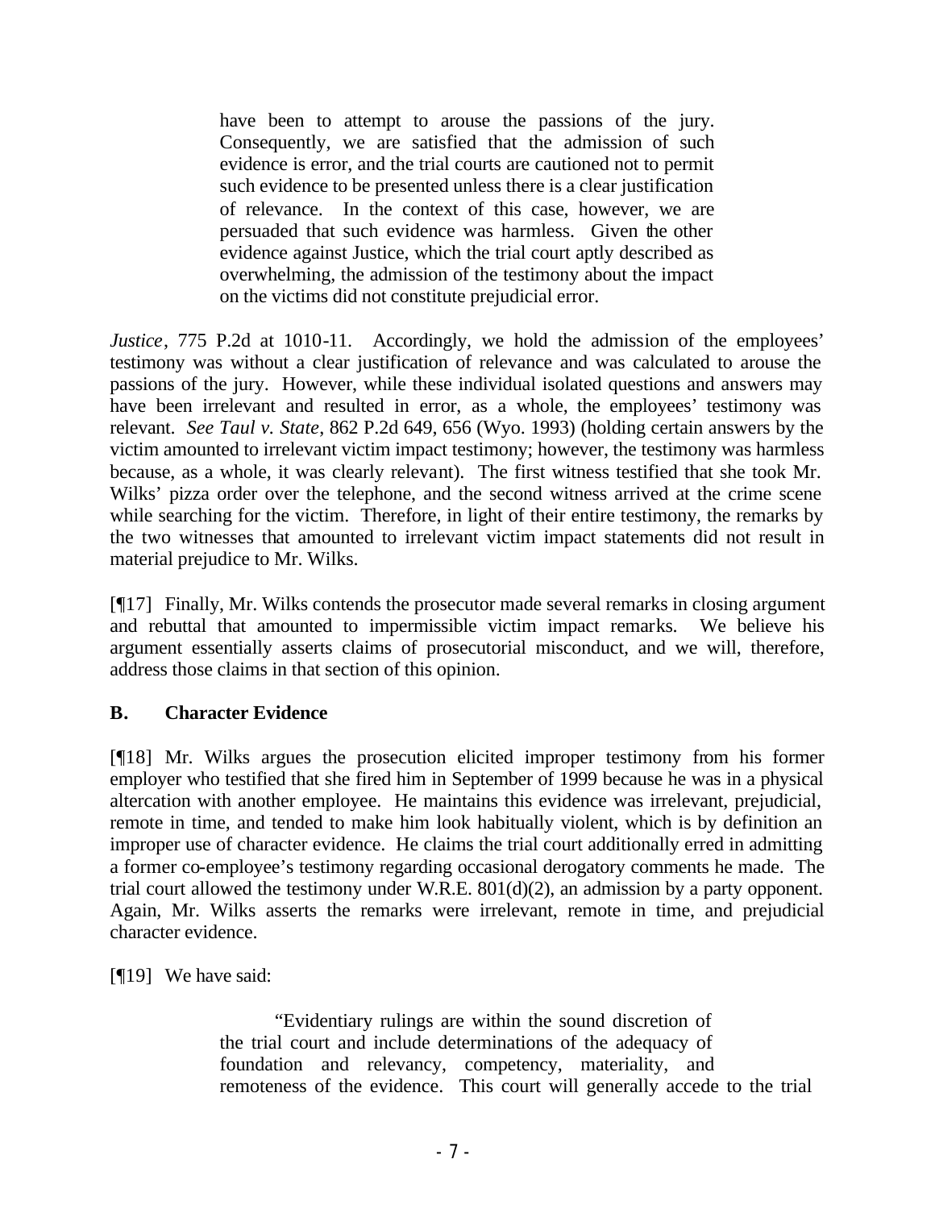> have been to attempt to arouse the passions of the jury. Consequently, we are satisfied that the admission of such evidence is error, and the trial courts are cautioned not to permit such evidence to be presented unless there is a clear justification of relevance. In the context of this case, however, we are persuaded that such evidence was harmless. Given the other evidence against Justice, which the trial court aptly described as overwhelming, the admission of the testimony about the impact on the victims did not constitute prejudicial error.

*Justice*, 775 P.2d at 1010-11. Accordingly, we hold the admission of the employees' testimony was without a clear justification of relevance and was calculated to arouse the passions of the jury. However, while these individual isolated questions and answers may have been irrelevant and resulted in error, as a whole, the employees' testimony was relevant. *See Taul v. State*, 862 P.2d 649, 656 (Wyo. 1993) (holding certain answers by the victim amounted to irrelevant victim impact testimony; however, the testimony was harmless because, as a whole, it was clearly relevant). The first witness testified that she took Mr. Wilks' pizza order over the telephone, and the second witness arrived at the crime scene while searching for the victim. Therefore, in light of their entire testimony, the remarks by the two witnesses that amounted to irrelevant victim impact statements did not result in material prejudice to Mr. Wilks.

[¶17] Finally, Mr. Wilks contends the prosecutor made several remarks in closing argument and rebuttal that amounted to impermissible victim impact remarks. We believe his argument essentially asserts claims of prosecutorial misconduct, and we will, therefore, address those claims in that section of this opinion.

### B. Character Evidence

[¶18] Mr. Wilks argues the prosecution elicited improper testimony from his former employer who testified that she fired him in September of 1999 because he was in a physical altercation with another employee. He maintains this evidence was irrelevant, prejudicial, remote in time, and tended to make him look habitually violent, which is by definition an improper use of character evidence. He claims the trial court additionally erred in admitting a former co-employee's testimony regarding occasional derogatory comments he made. The trial court allowed the testimony under W.R.E. 801(d)(2), an admission by a party opponent. Again, Mr. Wilks asserts the remarks were irrelevant, remote in time, and prejudicial character evidence.

[¶19] We have said:

> "Evidentiary rulings are within the sound discretion of the trial court and include determinations of the adequacy of foundation and relevancy, competency, materiality, and remoteness of the evidence. This court will generally accede to the trial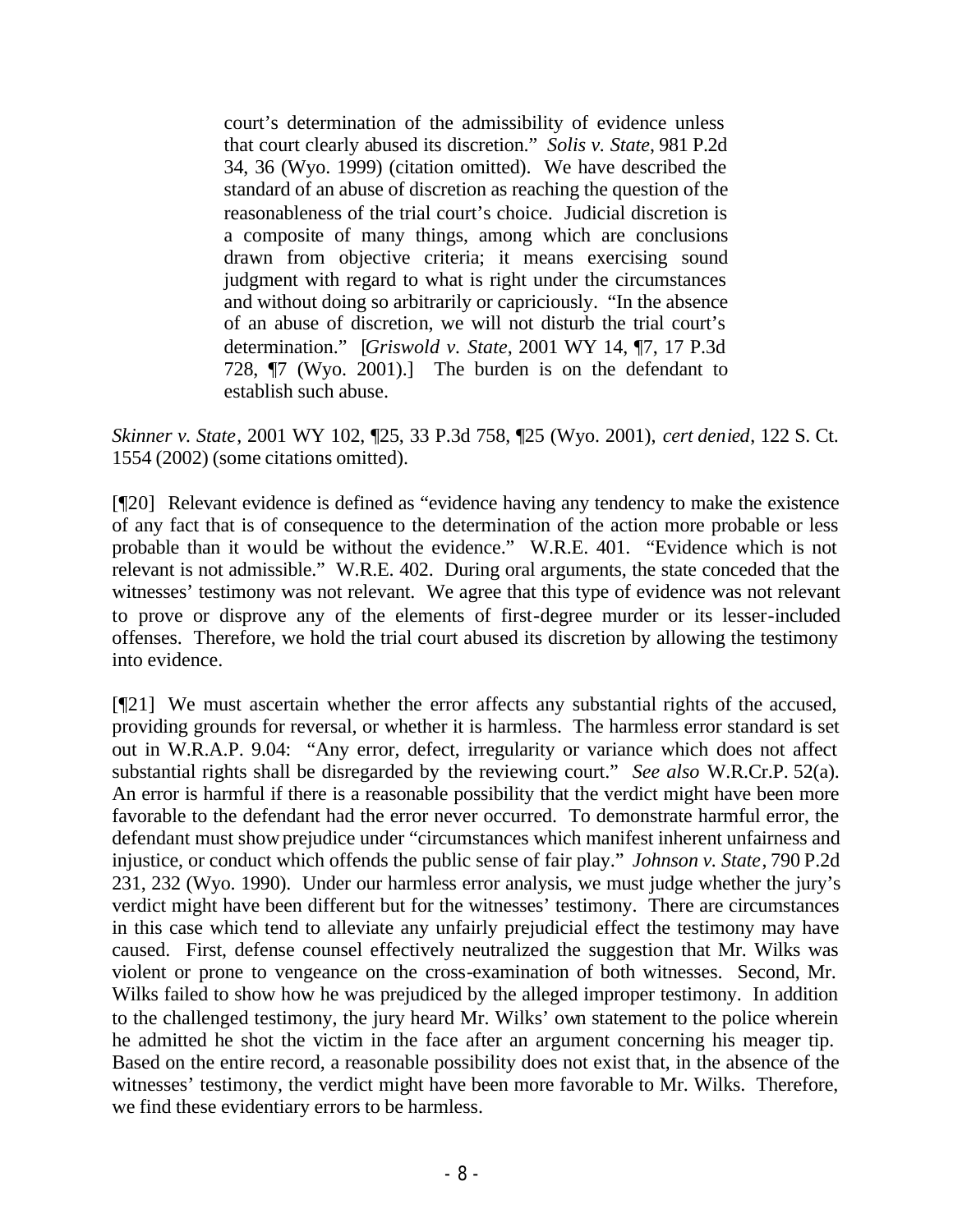> court's determination of the admissibility of evidence unless that court clearly abused its discretion." *Solis v. State*, 981 P.2d 34, 36 (Wyo. 1999) (citation omitted). We have described the standard of an abuse of discretion as reaching the question of the reasonableness of the trial court's choice. Judicial discretion is a composite of many things, among which are conclusions drawn from objective criteria; it means exercising sound judgment with regard to what is right under the circumstances and without doing so arbitrarily or capriciously. "In the absence of an abuse of discretion, we will not disturb the trial court's determination." [*Griswold v. State*, 2001 WY 14, ¶7, 17 P.3d 728, ¶7 (Wyo. 2001).] The burden is on the defendant to establish such abuse.

*Skinner v. State*, 2001 WY 102, ¶25, 33 P.3d 758, ¶25 (Wyo. 2001), *cert denied*, 122 S. Ct. 1554 (2002) (some citations omitted).

[¶20] Relevant evidence is defined as "evidence having any tendency to make the existence of any fact that is of consequence to the determination of the action more probable or less probable than it would be without the evidence." W.R.E. 401. "Evidence which is not relevant is not admissible." W.R.E. 402. During oral arguments, the state conceded that the witnesses' testimony was not relevant. We agree that this type of evidence was not relevant to prove or disprove any of the elements of first-degree murder or its lesser-included offenses. Therefore, we hold the trial court abused its discretion by allowing the testimony into evidence.

[¶21] We must ascertain whether the error affects any substantial rights of the accused, providing grounds for reversal, or whether it is harmless. The harmless error standard is set out in W.R.A.P. 9.04: "Any error, defect, irregularity or variance which does not affect substantial rights shall be disregarded by the reviewing court." *See also* W.R.Cr.P. 52(a). An error is harmful if there is a reasonable possibility that the verdict might have been more favorable to the defendant had the error never occurred. To demonstrate harmful error, the defendant must show prejudice under "circumstances which manifest inherent unfairness and injustice, or conduct which offends the public sense of fair play." *Johnson v. State*, 790 P.2d 231, 232 (Wyo. 1990). Under our harmless error analysis, we must judge whether the jury's verdict might have been different but for the witnesses' testimony. There are circumstances in this case which tend to alleviate any unfairly prejudicial effect the testimony may have caused. First, defense counsel effectively neutralized the suggestion that Mr. Wilks was violent or prone to vengeance on the cross-examination of both witnesses. Second, Mr. Wilks failed to show how he was prejudiced by the alleged improper testimony. In addition to the challenged testimony, the jury heard Mr. Wilks' own statement to the police wherein he admitted he shot the victim in the face after an argument concerning his meager tip. Based on the entire record, a reasonable possibility does not exist that, in the absence of the witnesses' testimony, the verdict might have been more favorable to Mr. Wilks. Therefore, we find these evidentiary errors to be harmless.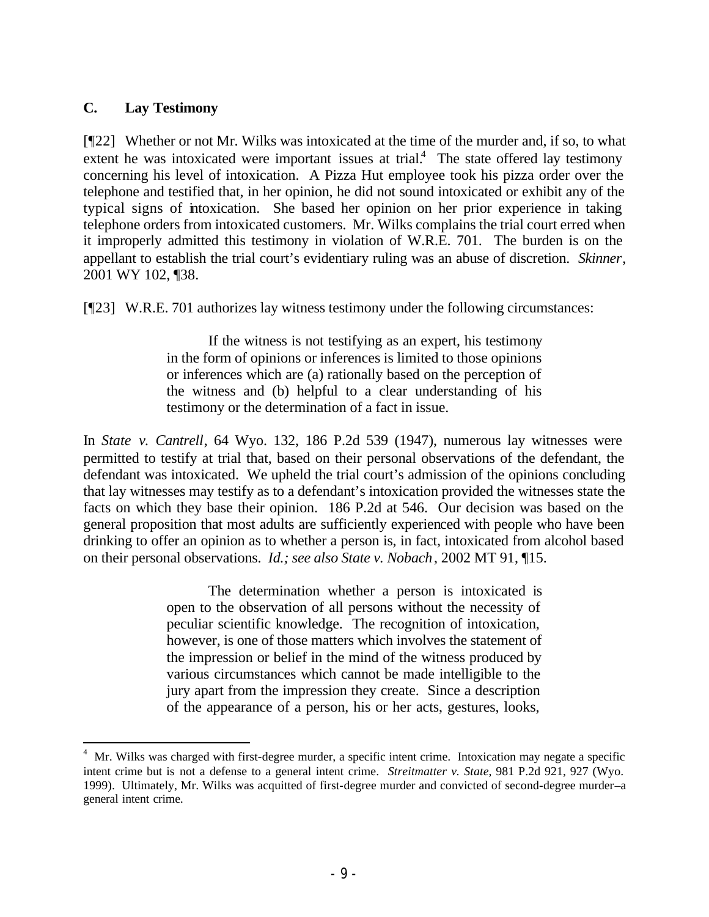### C. Lay Testimony

[¶22] Whether or not Mr. Wilks was intoxicated at the time of the murder and, if so, to what extent he was intoxicated were important issues at trial.[4] The state offered lay testimony concerning his level of intoxication. A Pizza Hut employee took his pizza order over the telephone and testified that, in her opinion, he did not sound intoxicated or exhibit any of the typical signs of intoxication. She based her opinion on her prior experience in taking telephone orders from intoxicated customers. Mr. Wilks complains the trial court erred when it improperly admitted this testimony in violation of W.R.E. 701. The burden is on the appellant to establish the trial court's evidentiary ruling was an abuse of discretion. *Skinner*, 2001 WY 102, ¶38.

[¶23] W.R.E. 701 authorizes lay witness testimony under the following circumstances:

> If the witness is not testifying as an expert, his testimony in the form of opinions or inferences is limited to those opinions or inferences which are (a) rationally based on the perception of the witness and (b) helpful to a clear understanding of his testimony or the determination of a fact in issue.

In *State v. Cantrell*, 64 Wyo. 132, 186 P.2d 539 (1947), numerous lay witnesses were permitted to testify at trial that, based on their personal observations of the defendant, the defendant was intoxicated. We upheld the trial court's admission of the opinions concluding that lay witnesses may testify as to a defendant's intoxication provided the witnesses state the facts on which they base their opinion. 186 P.2d at 546. Our decision was based on the general proposition that most adults are sufficiently experienced with people who have been drinking to offer an opinion as to whether a person is, in fact, intoxicated from alcohol based on their personal observations. *Id.; see also State v. Nobach*, 2002 MT 91, ¶15.

> The determination whether a person is intoxicated is open to the observation of all persons without the necessity of peculiar scientific knowledge. The recognition of intoxication, however, is one of those matters which involves the statement of the impression or belief in the mind of the witness produced by various circumstances which cannot be made intelligible to the jury apart from the impression they create. Since a description of the appearance of a person, his or her acts, gestures, looks,

---

[4] Mr. Wilks was charged with first-degree murder, a specific intent crime. Intoxication may negate a specific intent crime but is not a defense to a general intent crime. *Streitmatter v. State*, 981 P.2d 921, 927 (Wyo. 1999). Ultimately, Mr. Wilks was acquitted of first-degree murder and convicted of second-degree murder–a general intent crime.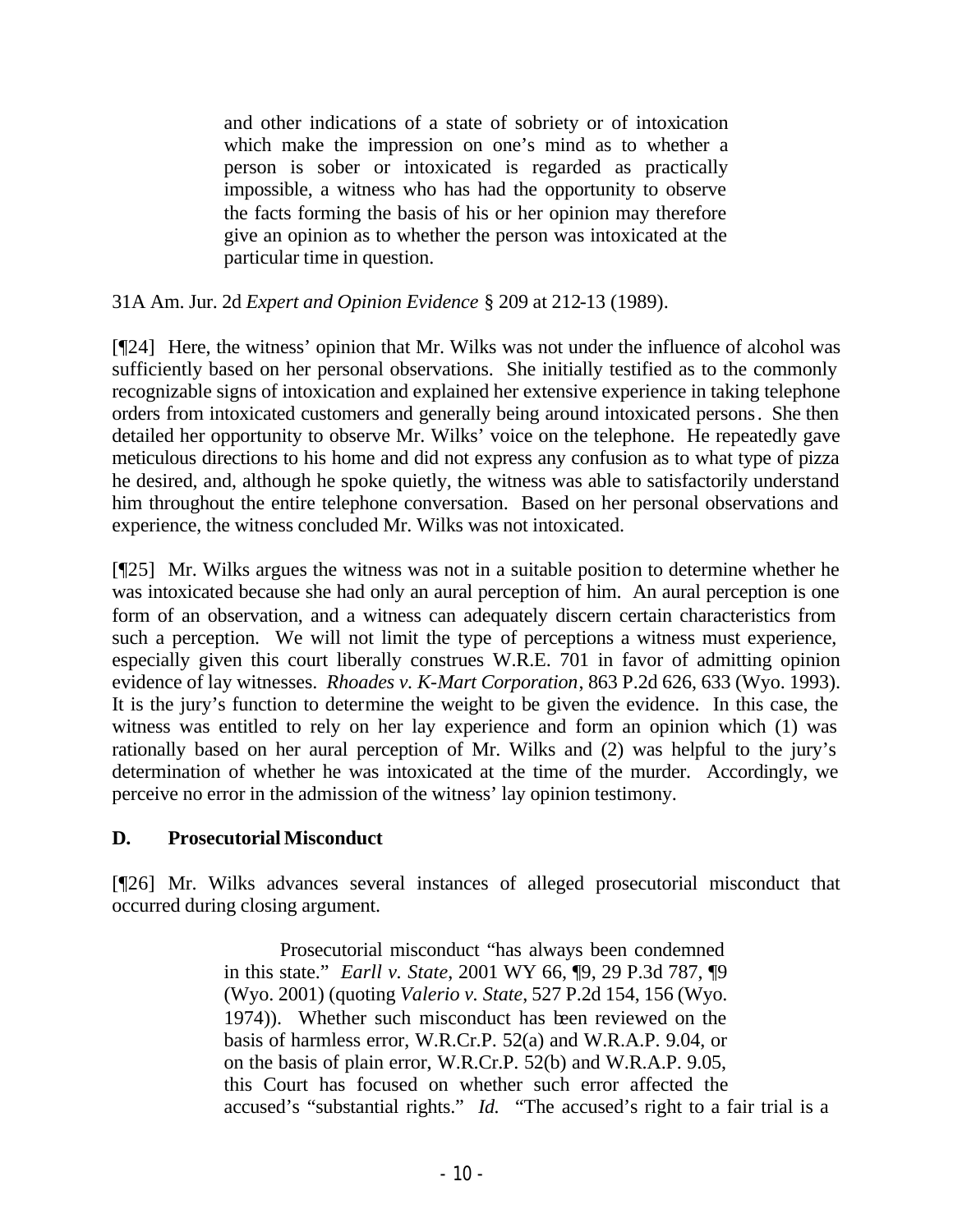> and other indications of a state of sobriety or of intoxication which make the impression on one's mind as to whether a person is sober or intoxicated is regarded as practically impossible, a witness who has had the opportunity to observe the facts forming the basis of his or her opinion may therefore give an opinion as to whether the person was intoxicated at the particular time in question.

31A Am. Jur. 2d *Expert and Opinion Evidence* § 209 at 212-13 (1989).

[¶24] Here, the witness' opinion that Mr. Wilks was not under the influence of alcohol was sufficiently based on her personal observations. She initially testified as to the commonly recognizable signs of intoxication and explained her extensive experience in taking telephone orders from intoxicated customers and generally being around intoxicated persons. She then detailed her opportunity to observe Mr. Wilks' voice on the telephone. He repeatedly gave meticulous directions to his home and did not express any confusion as to what type of pizza he desired, and, although he spoke quietly, the witness was able to satisfactorily understand him throughout the entire telephone conversation. Based on her personal observations and experience, the witness concluded Mr. Wilks was not intoxicated.

[¶25] Mr. Wilks argues the witness was not in a suitable position to determine whether he was intoxicated because she had only an aural perception of him. An aural perception is one form of an observation, and a witness can adequately discern certain characteristics from such a perception. We will not limit the type of perceptions a witness must experience, especially given this court liberally construes W.R.E. 701 in favor of admitting opinion evidence of lay witnesses. *Rhoades v. K-Mart Corporation*, 863 P.2d 626, 633 (Wyo. 1993). It is the jury's function to determine the weight to be given the evidence. In this case, the witness was entitled to rely on her lay experience and form an opinion which (1) was rationally based on her aural perception of Mr. Wilks and (2) was helpful to the jury's determination of whether he was intoxicated at the time of the murder. Accordingly, we perceive no error in the admission of the witness' lay opinion testimony.

## D. Prosecutorial Misconduct

[¶26] Mr. Wilks advances several instances of alleged prosecutorial misconduct that occurred during closing argument.

> Prosecutorial misconduct "has always been condemned in this state." *Earll v. State*, 2001 WY 66, ¶9, 29 P.3d 787, ¶9 (Wyo. 2001) (quoting *Valerio v. State*, 527 P.2d 154, 156 (Wyo. 1974)). Whether such misconduct has been reviewed on the basis of harmless error, W.R.Cr.P. 52(a) and W.R.A.P. 9.04, or on the basis of plain error, W.R.Cr.P. 52(b) and W.R.A.P. 9.05, this Court has focused on whether such error affected the accused's "substantial rights." *Id.* "The accused's right to a fair trial is a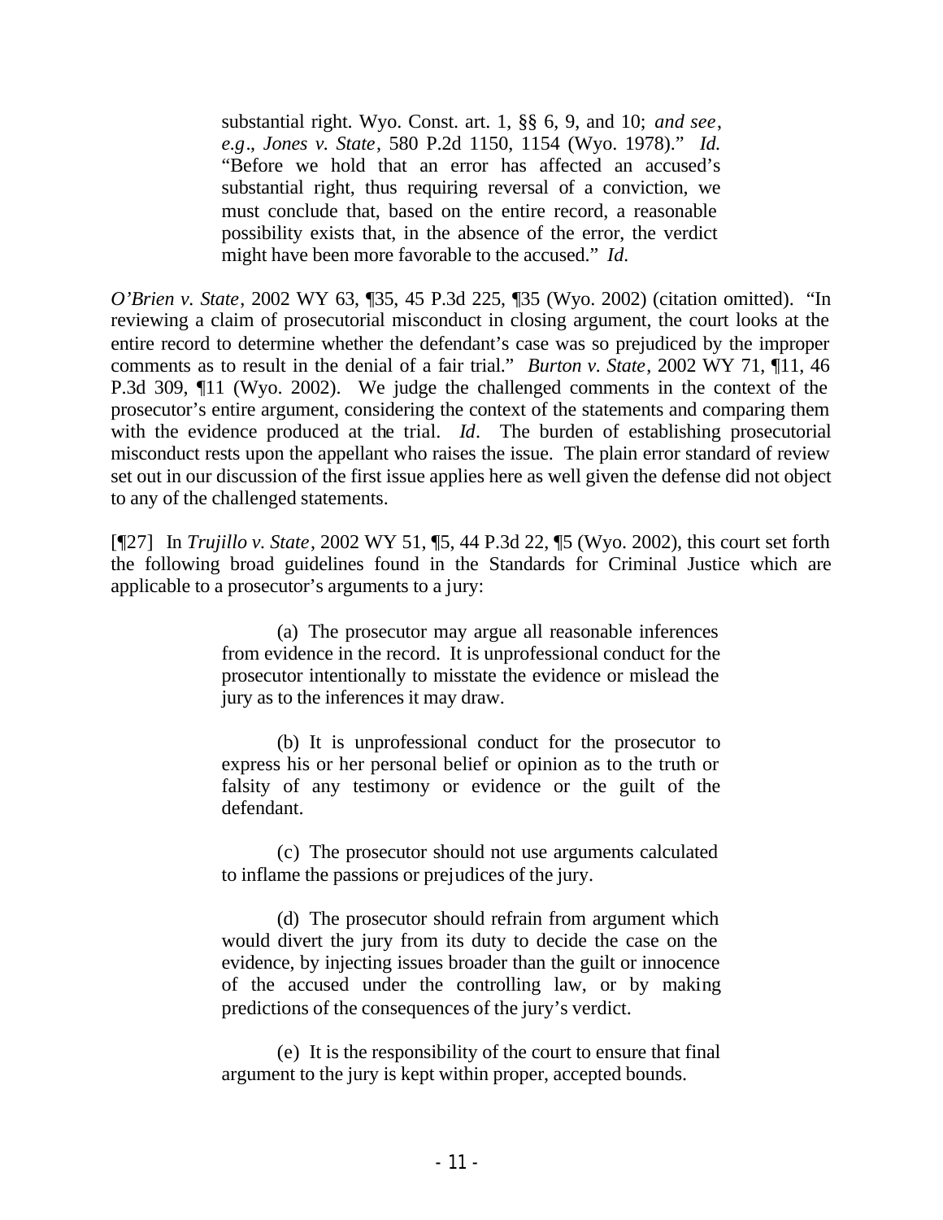> substantial right. Wyo. Const. art. 1, §§ 6, 9, and 10; *and see*, *e.g*., *Jones v. State*, 580 P.2d 1150, 1154 (Wyo. 1978)." *Id.* "Before we hold that an error has affected an accused's substantial right, thus requiring reversal of a conviction, we must conclude that, based on the entire record, a reasonable possibility exists that, in the absence of the error, the verdict might have been more favorable to the accused." *Id*.

*O'Brien v. State*, 2002 WY 63, ¶35, 45 P.3d 225, ¶35 (Wyo. 2002) (citation omitted). "In reviewing a claim of prosecutorial misconduct in closing argument, the court looks at the entire record to determine whether the defendant's case was so prejudiced by the improper comments as to result in the denial of a fair trial." *Burton v. State*, 2002 WY 71, ¶11, 46 P.3d 309, ¶11 (Wyo. 2002). We judge the challenged comments in the context of the prosecutor's entire argument, considering the context of the statements and comparing them with the evidence produced at the trial. *Id*. The burden of establishing prosecutorial misconduct rests upon the appellant who raises the issue. The plain error standard of review set out in our discussion of the first issue applies here as well given the defense did not object to any of the challenged statements.

[¶27] In *Trujillo v. State*, 2002 WY 51, ¶5, 44 P.3d 22, ¶5 (Wyo. 2002), this court set forth the following broad guidelines found in the Standards for Criminal Justice which are applicable to a prosecutor's arguments to a jury:

> (a) The prosecutor may argue all reasonable inferences from evidence in the record. It is unprofessional conduct for the prosecutor intentionally to misstate the evidence or mislead the jury as to the inferences it may draw.
>
> (b) It is unprofessional conduct for the prosecutor to express his or her personal belief or opinion as to the truth or falsity of any testimony or evidence or the guilt of the defendant.
>
> (c) The prosecutor should not use arguments calculated to inflame the passions or prejudices of the jury.
>
> (d) The prosecutor should refrain from argument which would divert the jury from its duty to decide the case on the evidence, by injecting issues broader than the guilt or innocence of the accused under the controlling law, or by making predictions of the consequences of the jury's verdict.
>
> (e) It is the responsibility of the court to ensure that final argument to the jury is kept within proper, accepted bounds.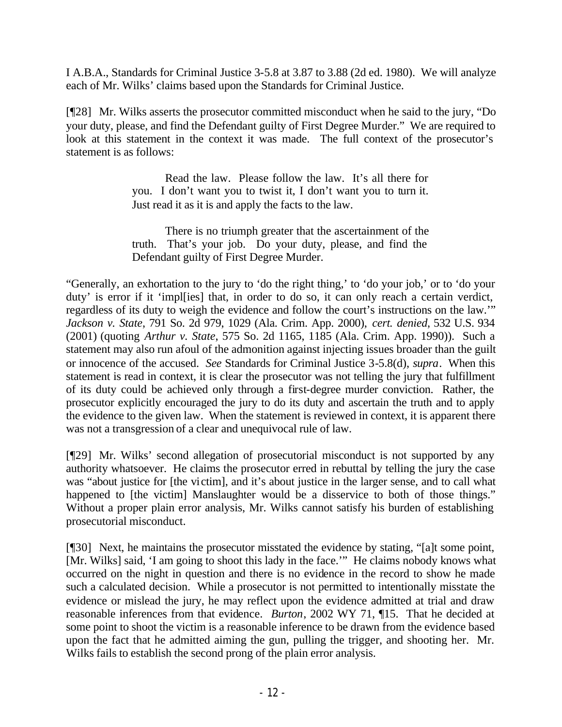I A.B.A., Standards for Criminal Justice 3-5.8 at 3.87 to 3.88 (2d ed. 1980). We will analyze each of Mr. Wilks' claims based upon the Standards for Criminal Justice.

[¶28] Mr. Wilks asserts the prosecutor committed misconduct when he said to the jury, "Do your duty, please, and find the Defendant guilty of First Degree Murder." We are required to look at this statement in the context it was made. The full context of the prosecutor's statement is as follows:

> Read the law. Please follow the law. It's all there for you. I don't want you to twist it, I don't want you to turn it. Just read it as it is and apply the facts to the law.
>
> There is no triumph greater that the ascertainment of the truth. That's your job. Do your duty, please, and find the Defendant guilty of First Degree Murder.

"Generally, an exhortation to the jury to 'do the right thing,' to 'do your job,' or to 'do your duty' is error if it 'impl[ies] that, in order to do so, it can only reach a certain verdict, regardless of its duty to weigh the evidence and follow the court's instructions on the law.'" *Jackson v. State*, 791 So. 2d 979, 1029 (Ala. Crim. App. 2000), *cert. denied*, 532 U.S. 934 (2001) (quoting *Arthur v. State*, 575 So. 2d 1165, 1185 (Ala. Crim. App. 1990)). Such a statement may also run afoul of the admonition against injecting issues broader than the guilt or innocence of the accused. *See* Standards for Criminal Justice 3-5.8(d), *supra*. When this statement is read in context, it is clear the prosecutor was not telling the jury that fulfillment of its duty could be achieved only through a first-degree murder conviction. Rather, the prosecutor explicitly encouraged the jury to do its duty and ascertain the truth and to apply the evidence to the given law. When the statement is reviewed in context, it is apparent there was not a transgression of a clear and unequivocal rule of law.

[¶29] Mr. Wilks' second allegation of prosecutorial misconduct is not supported by any authority whatsoever. He claims the prosecutor erred in rebuttal by telling the jury the case was "about justice for [the victim], and it's about justice in the larger sense, and to call what happened to [the victim] Manslaughter would be a disservice to both of those things." Without a proper plain error analysis, Mr. Wilks cannot satisfy his burden of establishing prosecutorial misconduct.

[¶30] Next, he maintains the prosecutor misstated the evidence by stating, "[a]t some point, [Mr. Wilks] said, 'I am going to shoot this lady in the face.'" He claims nobody knows what occurred on the night in question and there is no evidence in the record to show he made such a calculated decision. While a prosecutor is not permitted to intentionally misstate the evidence or mislead the jury, he may reflect upon the evidence admitted at trial and draw reasonable inferences from that evidence. *Burton*, 2002 WY 71, ¶15. That he decided at some point to shoot the victim is a reasonable inference to be drawn from the evidence based upon the fact that he admitted aiming the gun, pulling the trigger, and shooting her. Mr. Wilks fails to establish the second prong of the plain error analysis.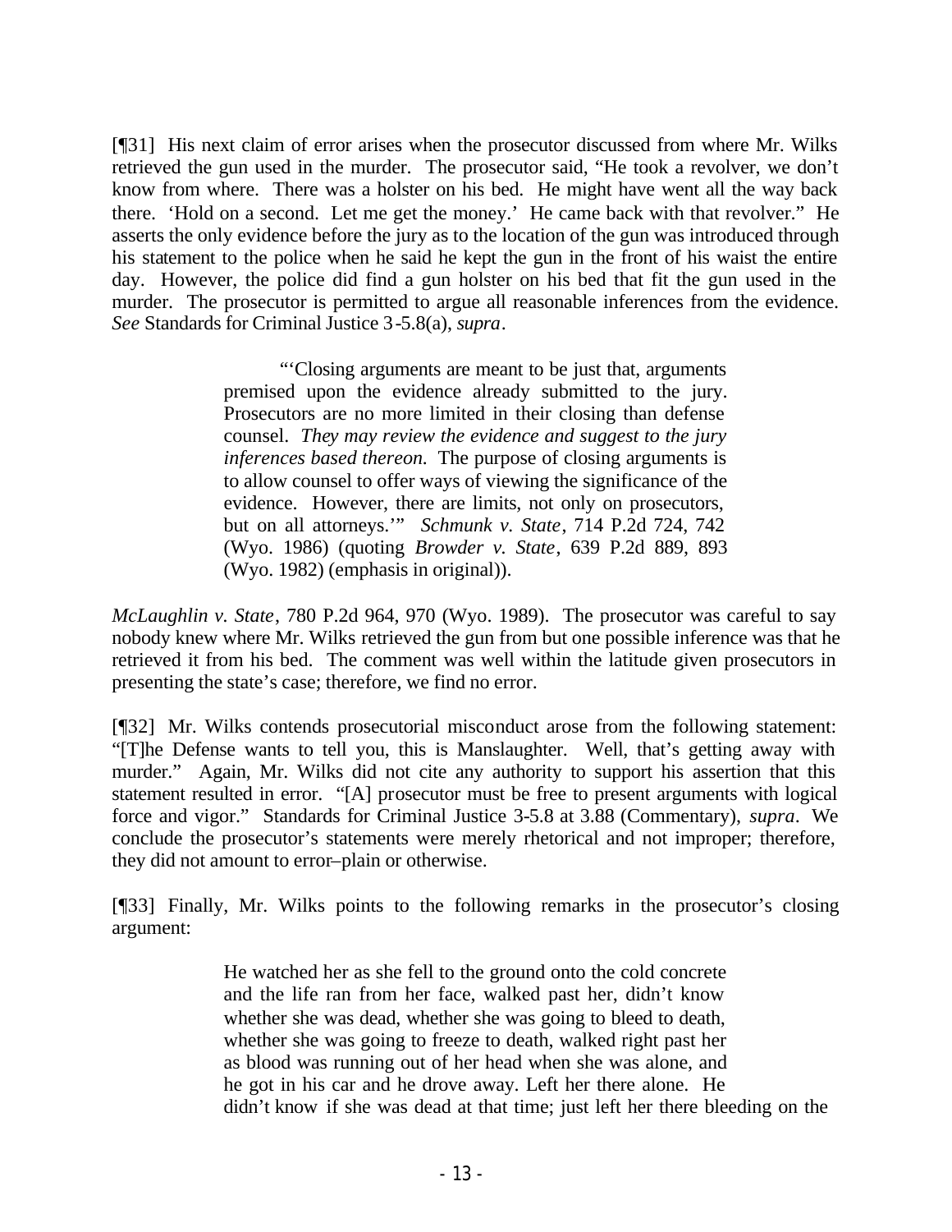[¶31] His next claim of error arises when the prosecutor discussed from where Mr. Wilks retrieved the gun used in the murder. The prosecutor said, "He took a revolver, we don't know from where. There was a holster on his bed. He might have went all the way back there. 'Hold on a second. Let me get the money.' He came back with that revolver." He asserts the only evidence before the jury as to the location of the gun was introduced through his statement to the police when he said he kept the gun in the front of his waist the entire day. However, the police did find a gun holster on his bed that fit the gun used in the murder. The prosecutor is permitted to argue all reasonable inferences from the evidence. *See* Standards for Criminal Justice 3-5.8(a), *supra*.

> "'Closing arguments are meant to be just that, arguments premised upon the evidence already submitted to the jury. Prosecutors are no more limited in their closing than defense counsel. *They may review the evidence and suggest to the jury inferences based thereon.* The purpose of closing arguments is to allow counsel to offer ways of viewing the significance of the evidence. However, there are limits, not only on prosecutors, but on all attorneys.'" *Schmunk v. State*, 714 P.2d 724, 742 (Wyo. 1986) (quoting *Browder v. State*, 639 P.2d 889, 893 (Wyo. 1982) (emphasis in original)).

*McLaughlin v. State*, 780 P.2d 964, 970 (Wyo. 1989). The prosecutor was careful to say nobody knew where Mr. Wilks retrieved the gun from but one possible inference was that he retrieved it from his bed. The comment was well within the latitude given prosecutors in presenting the state's case; therefore, we find no error.

[¶32] Mr. Wilks contends prosecutorial misconduct arose from the following statement: "[T]he Defense wants to tell you, this is Manslaughter. Well, that's getting away with murder." Again, Mr. Wilks did not cite any authority to support his assertion that this statement resulted in error. "[A] prosecutor must be free to present arguments with logical force and vigor." Standards for Criminal Justice 3-5.8 at 3.88 (Commentary), *supra*. We conclude the prosecutor's statements were merely rhetorical and not improper; therefore, they did not amount to error–plain or otherwise.

[¶33] Finally, Mr. Wilks points to the following remarks in the prosecutor's closing argument:

> He watched her as she fell to the ground onto the cold concrete and the life ran from her face, walked past her, didn't know whether she was dead, whether she was going to bleed to death, whether she was going to freeze to death, walked right past her as blood was running out of her head when she was alone, and he got in his car and he drove away. Left her there alone. He didn't know if she was dead at that time; just left her there bleeding on the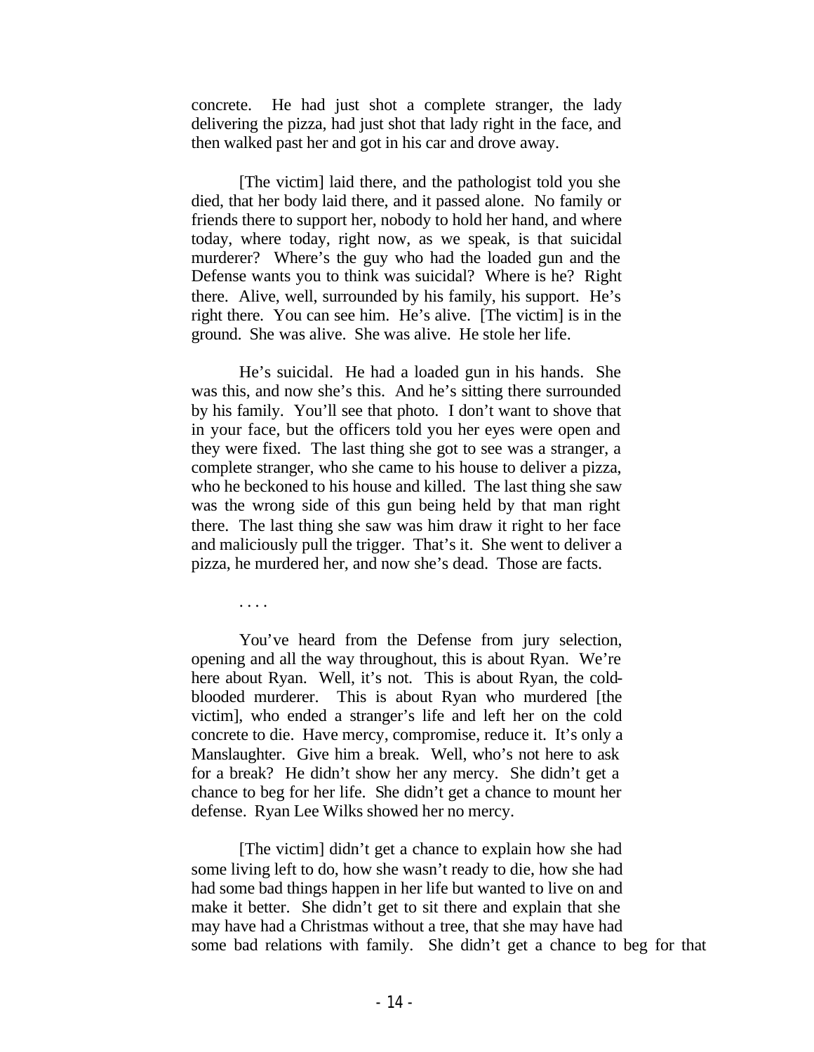concrete. He had just shot a complete stranger, the lady delivering the pizza, had just shot that lady right in the face, and then walked past her and got in his car and drove away.

[The victim] laid there, and the pathologist told you she died, that her body laid there, and it passed alone. No family or friends there to support her, nobody to hold her hand, and where today, where today, right now, as we speak, is that suicidal murderer? Where's the guy who had the loaded gun and the Defense wants you to think was suicidal? Where is he? Right there. Alive, well, surrounded by his family, his support. He's right there. You can see him. He's alive. [The victim] is in the ground. She was alive. She was alive. He stole her life.

He's suicidal. He had a loaded gun in his hands. She was this, and now she's this. And he's sitting there surrounded by his family. You'll see that photo. I don't want to shove that in your face, but the officers told you her eyes were open and they were fixed. The last thing she got to see was a stranger, a complete stranger, who she came to his house to deliver a pizza, who he beckoned to his house and killed. The last thing she saw was the wrong side of this gun being held by that man right there. The last thing she saw was him draw it right to her face and maliciously pull the trigger. That's it. She went to deliver a pizza, he murdered her, and now she's dead. Those are facts.

. . . .

You've heard from the Defense from jury selection, opening and all the way throughout, this is about Ryan. We're here about Ryan. Well, it's not. This is about Ryan, the cold-blooded murderer. This is about Ryan who murdered [the victim], who ended a stranger's life and left her on the cold concrete to die. Have mercy, compromise, reduce it. It's only a Manslaughter. Give him a break. Well, who's not here to ask for a break? He didn't show her any mercy. She didn't get a chance to beg for her life. She didn't get a chance to mount her defense. Ryan Lee Wilks showed her no mercy.

[The victim] didn't get a chance to explain how she had some living left to do, how she wasn't ready to die, how she had had some bad things happen in her life but wanted to live on and make it better. She didn't get to sit there and explain that she may have had a Christmas without a tree, that she may have had some bad relations with family. She didn't get a chance to beg for that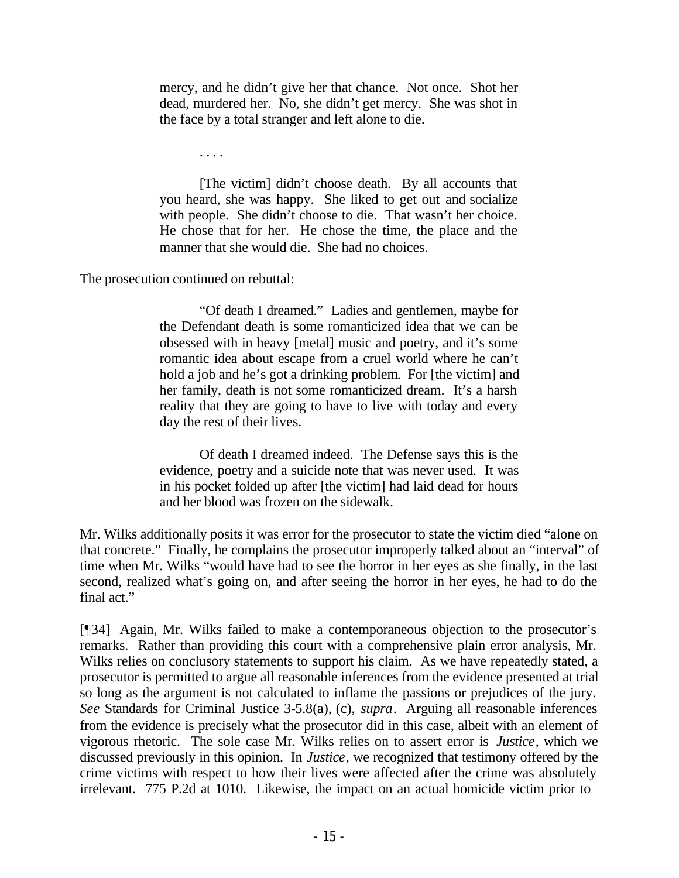> mercy, and he didn't give her that chance. Not once. Shot her dead, murdered her. No, she didn't get mercy. She was shot in the face by a total stranger and left alone to die.
>
> . . . .
>
> [The victim] didn't choose death. By all accounts that you heard, she was happy. She liked to get out and socialize with people. She didn't choose to die. That wasn't her choice. He chose that for her. He chose the time, the place and the manner that she would die. She had no choices.

The prosecution continued on rebuttal:

> "Of death I dreamed." Ladies and gentlemen, maybe for the Defendant death is some romanticized idea that we can be obsessed with in heavy [metal] music and poetry, and it's some romantic idea about escape from a cruel world where he can't hold a job and he's got a drinking problem. For [the victim] and her family, death is not some romanticized dream. It's a harsh reality that they are going to have to live with today and every day the rest of their lives.
>
> Of death I dreamed indeed. The Defense says this is the evidence, poetry and a suicide note that was never used. It was in his pocket folded up after [the victim] had laid dead for hours and her blood was frozen on the sidewalk.

Mr. Wilks additionally posits it was error for the prosecutor to state the victim died "alone on that concrete." Finally, he complains the prosecutor improperly talked about an "interval" of time when Mr. Wilks "would have had to see the horror in her eyes as she finally, in the last second, realized what's going on, and after seeing the horror in her eyes, he had to do the final act."

[¶34] Again, Mr. Wilks failed to make a contemporaneous objection to the prosecutor's remarks. Rather than providing this court with a comprehensive plain error analysis, Mr. Wilks relies on conclusory statements to support his claim. As we have repeatedly stated, a prosecutor is permitted to argue all reasonable inferences from the evidence presented at trial so long as the argument is not calculated to inflame the passions or prejudices of the jury. *See* Standards for Criminal Justice 3-5.8(a), (c), *supra*. Arguing all reasonable inferences from the evidence is precisely what the prosecutor did in this case, albeit with an element of vigorous rhetoric. The sole case Mr. Wilks relies on to assert error is *Justice*, which we discussed previously in this opinion. In *Justice*, we recognized that testimony offered by the crime victims with respect to how their lives were affected after the crime was absolutely irrelevant. 775 P.2d at 1010. Likewise, the impact on an actual homicide victim prior to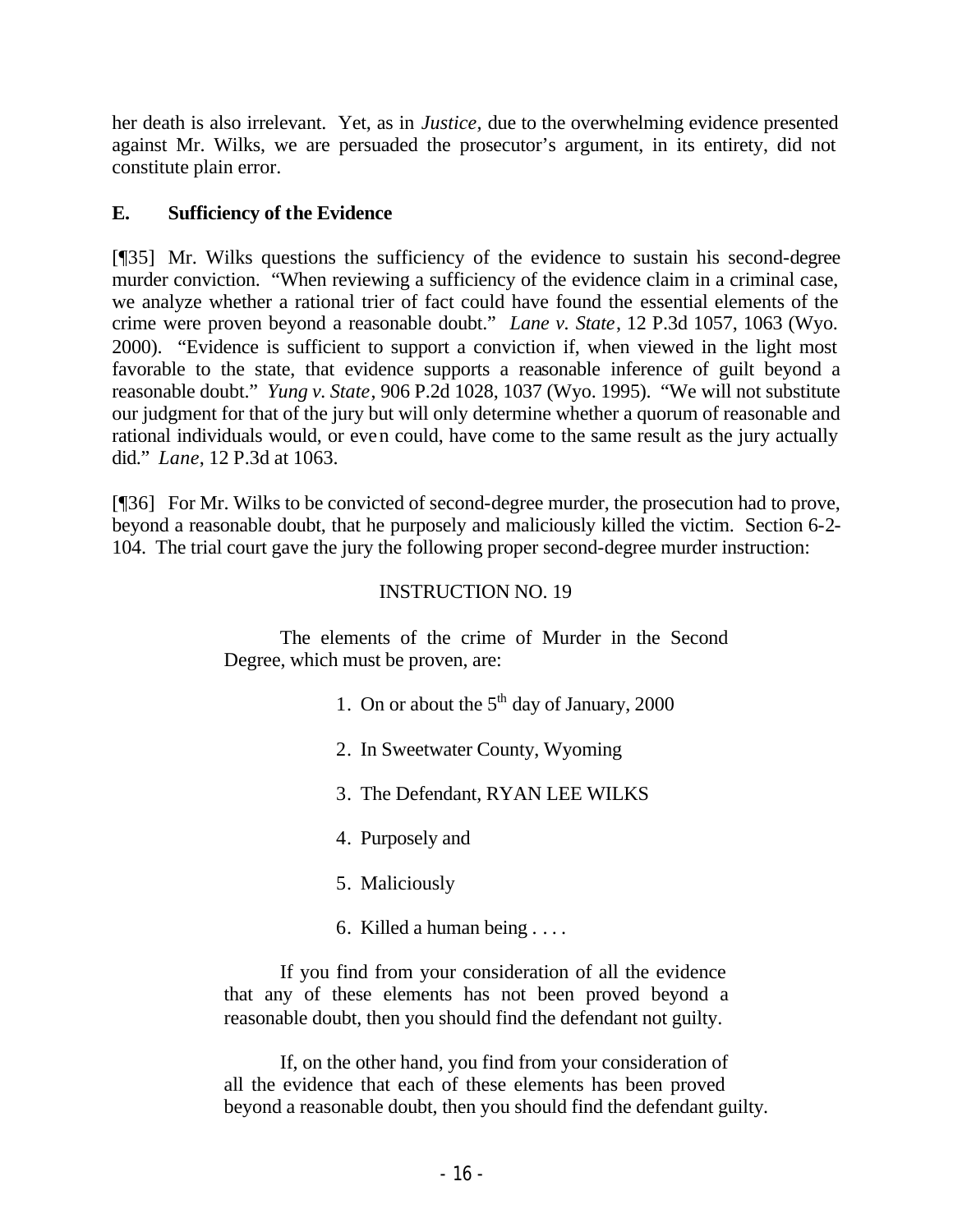her death is also irrelevant. Yet, as in *Justice,* due to the overwhelming evidence presented against Mr. Wilks, we are persuaded the prosecutor's argument, in its entirety, did not constitute plain error.

### E. Sufficiency of the Evidence

[¶35] Mr. Wilks questions the sufficiency of the evidence to sustain his second-degree murder conviction. "When reviewing a sufficiency of the evidence claim in a criminal case, we analyze whether a rational trier of fact could have found the essential elements of the crime were proven beyond a reasonable doubt." *Lane v. State*, 12 P.3d 1057, 1063 (Wyo. 2000). "Evidence is sufficient to support a conviction if, when viewed in the light most favorable to the state, that evidence supports a reasonable inference of guilt beyond a reasonable doubt." *Yung v. State*, 906 P.2d 1028, 1037 (Wyo. 1995). "We will not substitute our judgment for that of the jury but will only determine whether a quorum of reasonable and rational individuals would, or even could, have come to the same result as the jury actually did." *Lane*, 12 P.3d at 1063.

[¶36] For Mr. Wilks to be convicted of second-degree murder, the prosecution had to prove, beyond a reasonable doubt, that he purposely and maliciously killed the victim. Section 6-2-104. The trial court gave the jury the following proper second-degree murder instruction:

> INSTRUCTION NO. 19
>
> The elements of the crime of Murder in the Second Degree, which must be proven, are:
>
> 1. On or about the 5th day of January, 2000
> 2. In Sweetwater County, Wyoming
> 3. The Defendant, RYAN LEE WILKS
> 4. Purposely and
> 5. Maliciously
> 6. Killed a human being . . . .
>
> If you find from your consideration of all the evidence that any of these elements has not been proved beyond a reasonable doubt, then you should find the defendant not guilty.
>
> If, on the other hand, you find from your consideration of all the evidence that each of these elements has been proved beyond a reasonable doubt, then you should find the defendant guilty.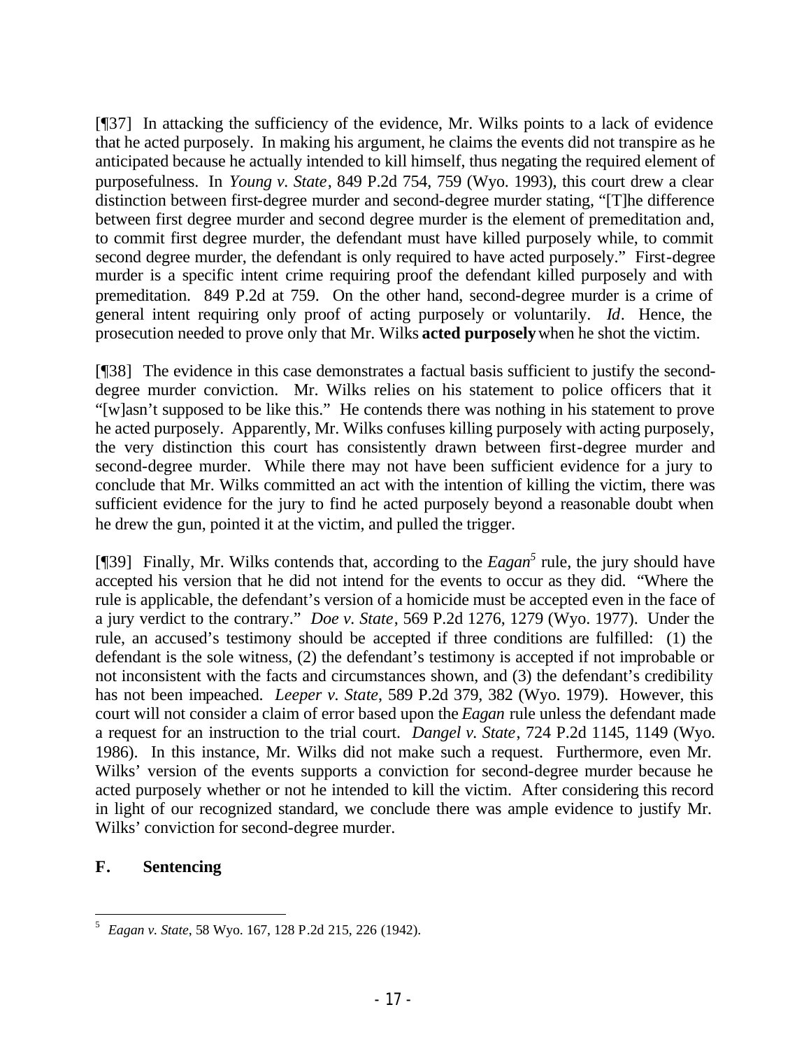[¶37] In attacking the sufficiency of the evidence, Mr. Wilks points to a lack of evidence that he acted purposely. In making his argument, he claims the events did not transpire as he anticipated because he actually intended to kill himself, thus negating the required element of purposefulness. In *Young v. State*, 849 P.2d 754, 759 (Wyo. 1993), this court drew a clear distinction between first-degree murder and second-degree murder stating, "[T]he difference between first degree murder and second degree murder is the element of premeditation and, to commit first degree murder, the defendant must have killed purposely while, to commit second degree murder, the defendant is only required to have acted purposely." First-degree murder is a specific intent crime requiring proof the defendant killed purposely and with premeditation. 849 P.2d at 759. On the other hand, second-degree murder is a crime of general intent requiring only proof of acting purposely or voluntarily. *Id*. Hence, the prosecution needed to prove only that Mr. Wilks **acted purposely** when he shot the victim.

[¶38] The evidence in this case demonstrates a factual basis sufficient to justify the second-degree murder conviction. Mr. Wilks relies on his statement to police officers that it "[w]asn't supposed to be like this." He contends there was nothing in his statement to prove he acted purposely. Apparently, Mr. Wilks confuses killing purposely with acting purposely, the very distinction this court has consistently drawn between first-degree murder and second-degree murder. While there may not have been sufficient evidence for a jury to conclude that Mr. Wilks committed an act with the intention of killing the victim, there was sufficient evidence for the jury to find he acted purposely beyond a reasonable doubt when he drew the gun, pointed it at the victim, and pulled the trigger.

[¶39] Finally, Mr. Wilks contends that, according to the *Eagan*[5] rule, the jury should have accepted his version that he did not intend for the events to occur as they did. "Where the rule is applicable, the defendant's version of a homicide must be accepted even in the face of a jury verdict to the contrary." *Doe v. State*, 569 P.2d 1276, 1279 (Wyo. 1977). Under the rule, an accused's testimony should be accepted if three conditions are fulfilled: (1) the defendant is the sole witness, (2) the defendant's testimony is accepted if not improbable or not inconsistent with the facts and circumstances shown, and (3) the defendant's credibility has not been impeached. *Leeper v. State*, 589 P.2d 379, 382 (Wyo. 1979). However, this court will not consider a claim of error based upon the *Eagan* rule unless the defendant made a request for an instruction to the trial court. *Dangel v. State*, 724 P.2d 1145, 1149 (Wyo. 1986). In this instance, Mr. Wilks did not make such a request. Furthermore, even Mr. Wilks' version of the events supports a conviction for second-degree murder because he acted purposely whether or not he intended to kill the victim. After considering this record in light of our recognized standard, we conclude there was ample evidence to justify Mr. Wilks' conviction for second-degree murder.

## F. Sentencing

---

[5] *Eagan v. State*, 58 Wyo. 167, 128 P.2d 215, 226 (1942).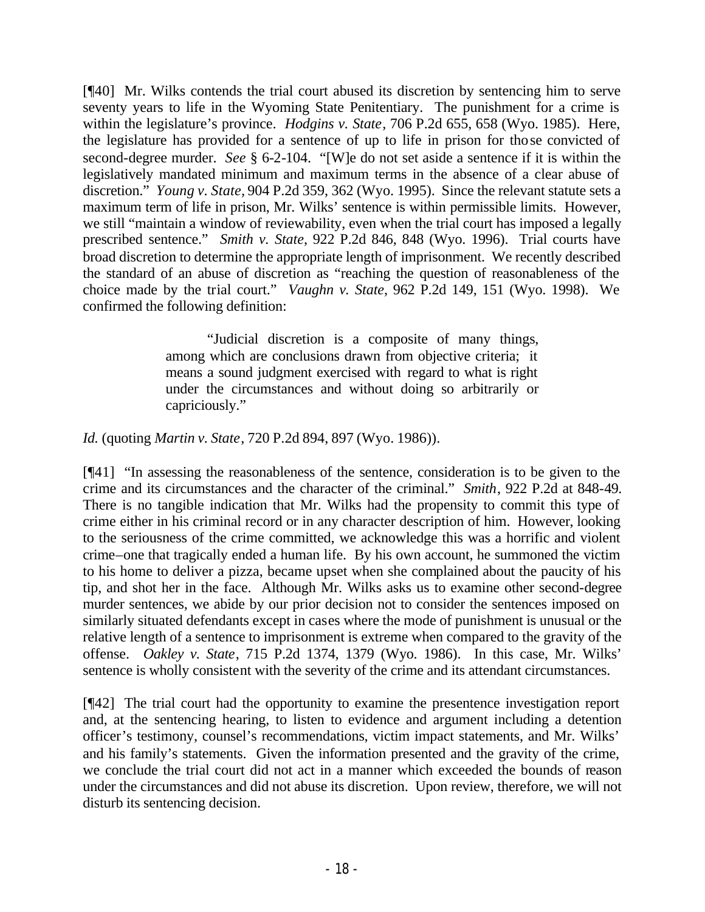[¶40] Mr. Wilks contends the trial court abused its discretion by sentencing him to serve seventy years to life in the Wyoming State Penitentiary. The punishment for a crime is within the legislature's province. *Hodgins v. State*, 706 P.2d 655, 658 (Wyo. 1985). Here, the legislature has provided for a sentence of up to life in prison for those convicted of second-degree murder. *See* § 6-2-104. "[W]e do not set aside a sentence if it is within the legislatively mandated minimum and maximum terms in the absence of a clear abuse of discretion." *Young v. State*, 904 P.2d 359, 362 (Wyo. 1995). Since the relevant statute sets a maximum term of life in prison, Mr. Wilks' sentence is within permissible limits. However, we still "maintain a window of reviewability, even when the trial court has imposed a legally prescribed sentence." *Smith v. State*, 922 P.2d 846, 848 (Wyo. 1996). Trial courts have broad discretion to determine the appropriate length of imprisonment. We recently described the standard of an abuse of discretion as "reaching the question of reasonableness of the choice made by the trial court." *Vaughn v. State*, 962 P.2d 149, 151 (Wyo. 1998). We confirmed the following definition:

> "Judicial discretion is a composite of many things, among which are conclusions drawn from objective criteria; it means a sound judgment exercised with regard to what is right under the circumstances and without doing so arbitrarily or capriciously."

*Id.* (quoting *Martin v. State*, 720 P.2d 894, 897 (Wyo. 1986)).

[¶41] "In assessing the reasonableness of the sentence, consideration is to be given to the crime and its circumstances and the character of the criminal." *Smith*, 922 P.2d at 848-49. There is no tangible indication that Mr. Wilks had the propensity to commit this type of crime either in his criminal record or in any character description of him. However, looking to the seriousness of the crime committed, we acknowledge this was a horrific and violent crime–one that tragically ended a human life. By his own account, he summoned the victim to his home to deliver a pizza, became upset when she complained about the paucity of his tip, and shot her in the face. Although Mr. Wilks asks us to examine other second-degree murder sentences, we abide by our prior decision not to consider the sentences imposed on similarly situated defendants except in cases where the mode of punishment is unusual or the relative length of a sentence to imprisonment is extreme when compared to the gravity of the offense. *Oakley v. State*, 715 P.2d 1374, 1379 (Wyo. 1986). In this case, Mr. Wilks' sentence is wholly consistent with the severity of the crime and its attendant circumstances.

[¶42] The trial court had the opportunity to examine the presentence investigation report and, at the sentencing hearing, to listen to evidence and argument including a detention officer's testimony, counsel's recommendations, victim impact statements, and Mr. Wilks' and his family's statements. Given the information presented and the gravity of the crime, we conclude the trial court did not act in a manner which exceeded the bounds of reason under the circumstances and did not abuse its discretion. Upon review, therefore, we will not disturb its sentencing decision.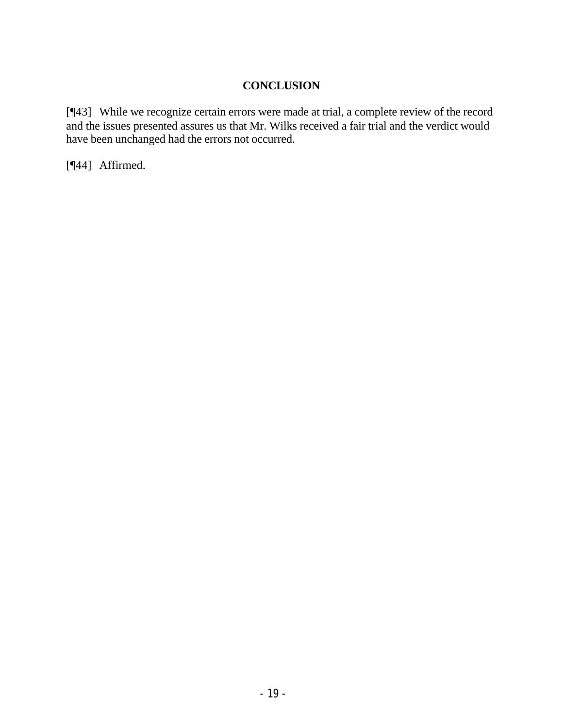## CONCLUSION

[¶43] While we recognize certain errors were made at trial, a complete review of the record and the issues presented assures us that Mr. Wilks received a fair trial and the verdict would have been unchanged had the errors not occurred.

[¶44] Affirmed.